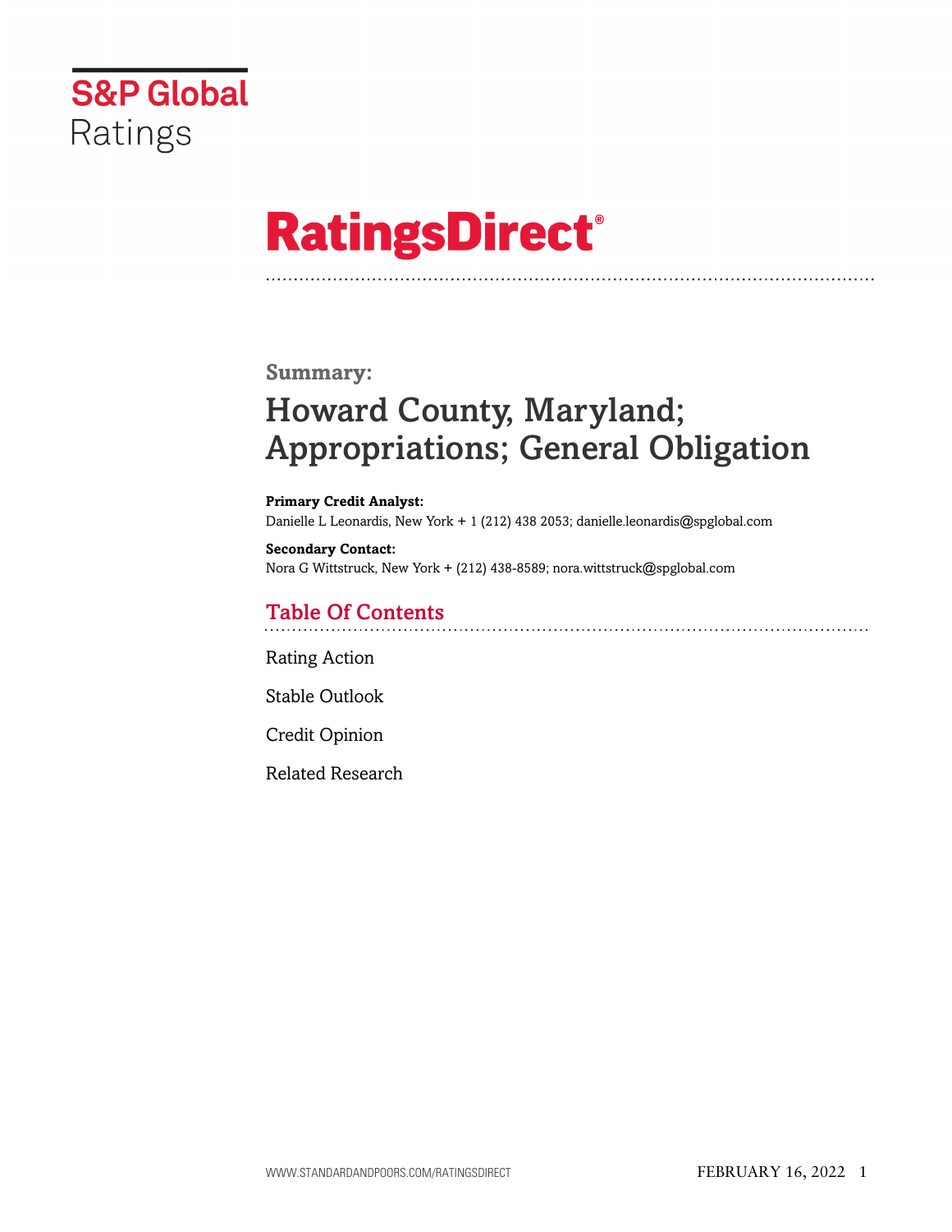S&P Global Ratings

# RatingsDirect®

**Summary:**

## Howard County, Maryland; Appropriations; General Obligation

**Primary Credit Analyst:**
Danielle L Leonardis, New York + 1 (212) 438 2053; danielle.leonardis@spglobal.com

**Secondary Contact:**
Nora G Wittstruck, New York + (212) 438-8589; nora.wittstruck@spglobal.com

### Table Of Contents

Rating Action

Stable Outlook

Credit Opinion

Related Research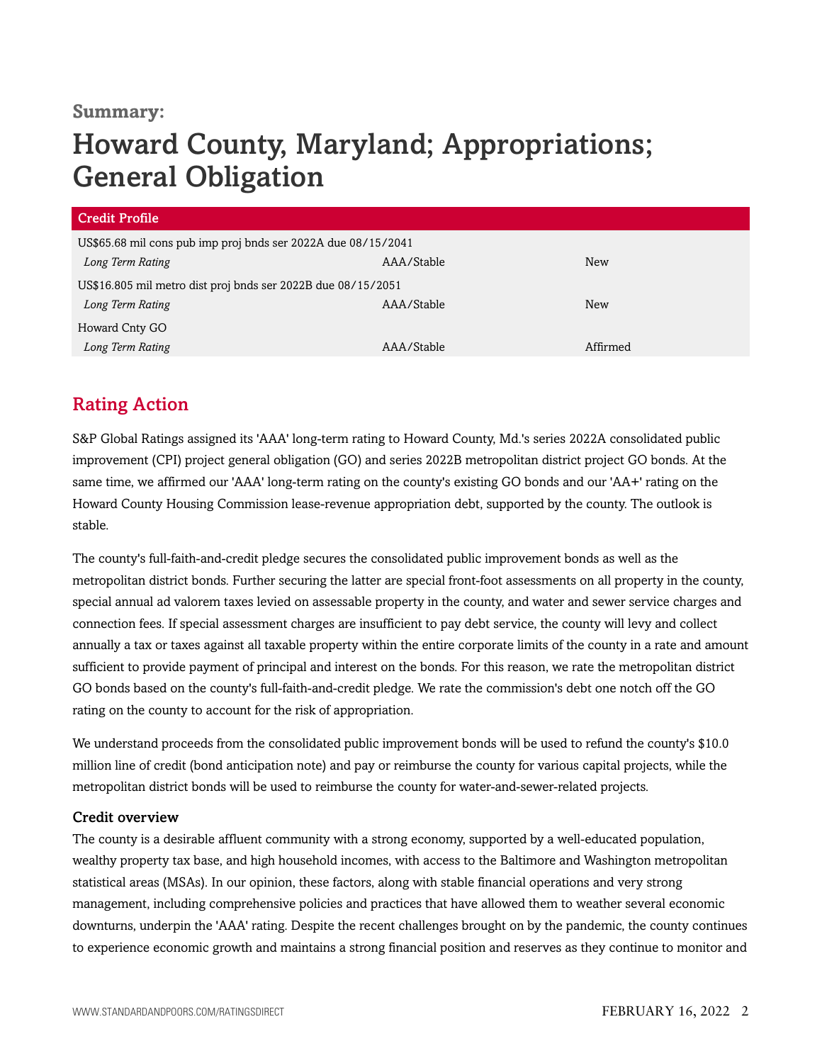**Summary:**

# Howard County, Maryland; Appropriations; General Obligation

| Credit Profile | | |
|---|---|---|
| US$65.68 mil cons pub imp proj bnds ser 2022A due 08/15/2041 | | |
| *Long Term Rating* | AAA/Stable | New |
| US$16.805 mil metro dist proj bnds ser 2022B due 08/15/2051 | | |
| *Long Term Rating* | AAA/Stable | New |
| Howard Cnty GO | | |
| *Long Term Rating* | AAA/Stable | Affirmed |

## Rating Action

S&P Global Ratings assigned its 'AAA' long-term rating to Howard County, Md.'s series 2022A consolidated public improvement (CPI) project general obligation (GO) and series 2022B metropolitan district project GO bonds. At the same time, we affirmed our 'AAA' long-term rating on the county's existing GO bonds and our 'AA+' rating on the Howard County Housing Commission lease-revenue appropriation debt, supported by the county. The outlook is stable.

The county's full-faith-and-credit pledge secures the consolidated public improvement bonds as well as the metropolitan district bonds. Further securing the latter are special front-foot assessments on all property in the county, special annual ad valorem taxes levied on assessable property in the county, and water and sewer service charges and connection fees. If special assessment charges are insufficient to pay debt service, the county will levy and collect annually a tax or taxes against all taxable property within the entire corporate limits of the county in a rate and amount sufficient to provide payment of principal and interest on the bonds. For this reason, we rate the metropolitan district GO bonds based on the county's full-faith-and-credit pledge. We rate the commission's debt one notch off the GO rating on the county to account for the risk of appropriation.

We understand proceeds from the consolidated public improvement bonds will be used to refund the county's $10.0 million line of credit (bond anticipation note) and pay or reimburse the county for various capital projects, while the metropolitan district bonds will be used to reimburse the county for water-and-sewer-related projects.

### Credit overview

The county is a desirable affluent community with a strong economy, supported by a well-educated population, wealthy property tax base, and high household incomes, with access to the Baltimore and Washington metropolitan statistical areas (MSAs). In our opinion, these factors, along with stable financial operations and very strong management, including comprehensive policies and practices that have allowed them to weather several economic downturns, underpin the 'AAA' rating. Despite the recent challenges brought on by the pandemic, the county continues to experience economic growth and maintains a strong financial position and reserves as they continue to monitor and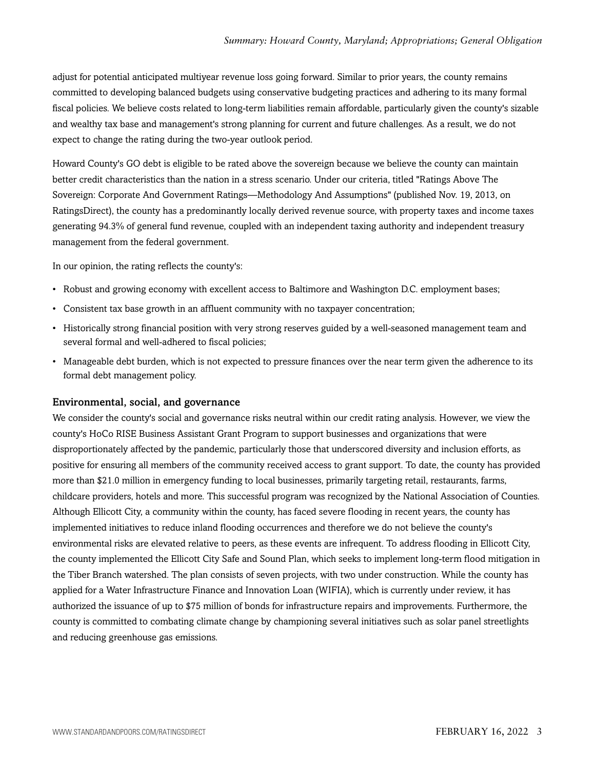adjust for potential anticipated multiyear revenue loss going forward. Similar to prior years, the county remains committed to developing balanced budgets using conservative budgeting practices and adhering to its many formal fiscal policies. We believe costs related to long-term liabilities remain affordable, particularly given the county's sizable and wealthy tax base and management's strong planning for current and future challenges. As a result, we do not expect to change the rating during the two-year outlook period.

Howard County's GO debt is eligible to be rated above the sovereign because we believe the county can maintain better credit characteristics than the nation in a stress scenario. Under our criteria, titled "Ratings Above The Sovereign: Corporate And Government Ratings—Methodology And Assumptions" (published Nov. 19, 2013, on RatingsDirect), the county has a predominantly locally derived revenue source, with property taxes and income taxes generating 94.3% of general fund revenue, coupled with an independent taxing authority and independent treasury management from the federal government.

In our opinion, the rating reflects the county's:

- Robust and growing economy with excellent access to Baltimore and Washington D.C. employment bases;
- Consistent tax base growth in an affluent community with no taxpayer concentration;
- Historically strong financial position with very strong reserves guided by a well-seasoned management team and several formal and well-adhered to fiscal policies;
- Manageable debt burden, which is not expected to pressure finances over the near term given the adherence to its formal debt management policy.

### Environmental, social, and governance

We consider the county's social and governance risks neutral within our credit rating analysis. However, we view the county's HoCo RISE Business Assistant Grant Program to support businesses and organizations that were disproportionately affected by the pandemic, particularly those that underscored diversity and inclusion efforts, as positive for ensuring all members of the community received access to grant support. To date, the county has provided more than $21.0 million in emergency funding to local businesses, primarily targeting retail, restaurants, farms, childcare providers, hotels and more. This successful program was recognized by the National Association of Counties. Although Ellicott City, a community within the county, has faced severe flooding in recent years, the county has implemented initiatives to reduce inland flooding occurrences and therefore we do not believe the county's environmental risks are elevated relative to peers, as these events are infrequent. To address flooding in Ellicott City, the county implemented the Ellicott City Safe and Sound Plan, which seeks to implement long-term flood mitigation in the Tiber Branch watershed. The plan consists of seven projects, with two under construction. While the county has applied for a Water Infrastructure Finance and Innovation Loan (WIFIA), which is currently under review, it has authorized the issuance of up to $75 million of bonds for infrastructure repairs and improvements. Furthermore, the county is committed to combating climate change by championing several initiatives such as solar panel streetlights and reducing greenhouse gas emissions.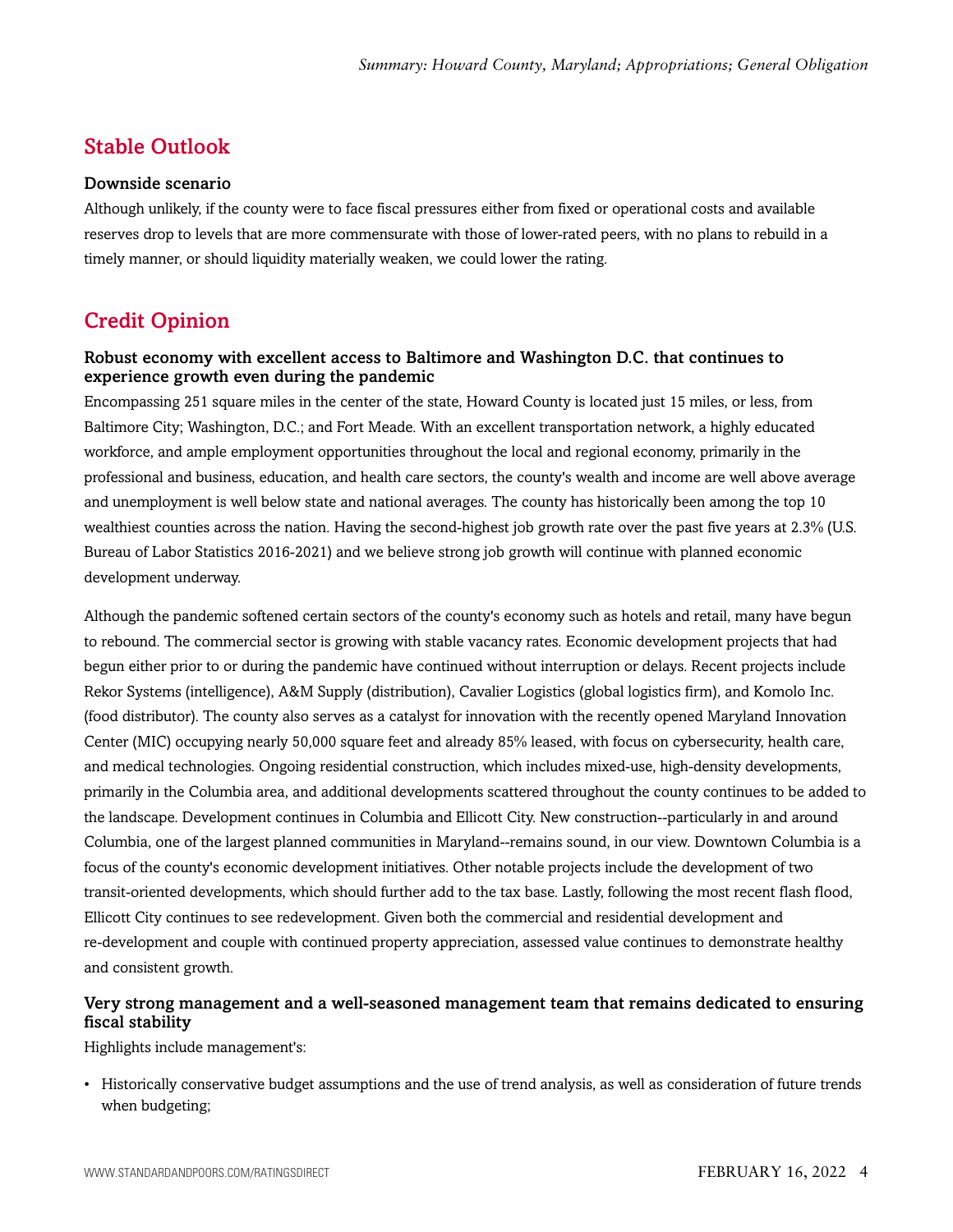## Stable Outlook

### Downside scenario

Although unlikely, if the county were to face fiscal pressures either from fixed or operational costs and available reserves drop to levels that are more commensurate with those of lower-rated peers, with no plans to rebuild in a timely manner, or should liquidity materially weaken, we could lower the rating.

## Credit Opinion

### Robust economy with excellent access to Baltimore and Washington D.C. that continues to experience growth even during the pandemic

Encompassing 251 square miles in the center of the state, Howard County is located just 15 miles, or less, from Baltimore City; Washington, D.C.; and Fort Meade. With an excellent transportation network, a highly educated workforce, and ample employment opportunities throughout the local and regional economy, primarily in the professional and business, education, and health care sectors, the county's wealth and income are well above average and unemployment is well below state and national averages. The county has historically been among the top 10 wealthiest counties across the nation. Having the second-highest job growth rate over the past five years at 2.3% (U.S. Bureau of Labor Statistics 2016-2021) and we believe strong job growth will continue with planned economic development underway.

Although the pandemic softened certain sectors of the county's economy such as hotels and retail, many have begun to rebound. The commercial sector is growing with stable vacancy rates. Economic development projects that had begun either prior to or during the pandemic have continued without interruption or delays. Recent projects include Rekor Systems (intelligence), A&M Supply (distribution), Cavalier Logistics (global logistics firm), and Komolo Inc. (food distributor). The county also serves as a catalyst for innovation with the recently opened Maryland Innovation Center (MIC) occupying nearly 50,000 square feet and already 85% leased, with focus on cybersecurity, health care, and medical technologies. Ongoing residential construction, which includes mixed-use, high-density developments, primarily in the Columbia area, and additional developments scattered throughout the county continues to be added to the landscape. Development continues in Columbia and Ellicott City. New construction--particularly in and around Columbia, one of the largest planned communities in Maryland--remains sound, in our view. Downtown Columbia is a focus of the county's economic development initiatives. Other notable projects include the development of two transit-oriented developments, which should further add to the tax base. Lastly, following the most recent flash flood, Ellicott City continues to see redevelopment. Given both the commercial and residential development and re-development and couple with continued property appreciation, assessed value continues to demonstrate healthy and consistent growth.

### Very strong management and a well-seasoned management team that remains dedicated to ensuring fiscal stability

Highlights include management's:

- Historically conservative budget assumptions and the use of trend analysis, as well as consideration of future trends when budgeting;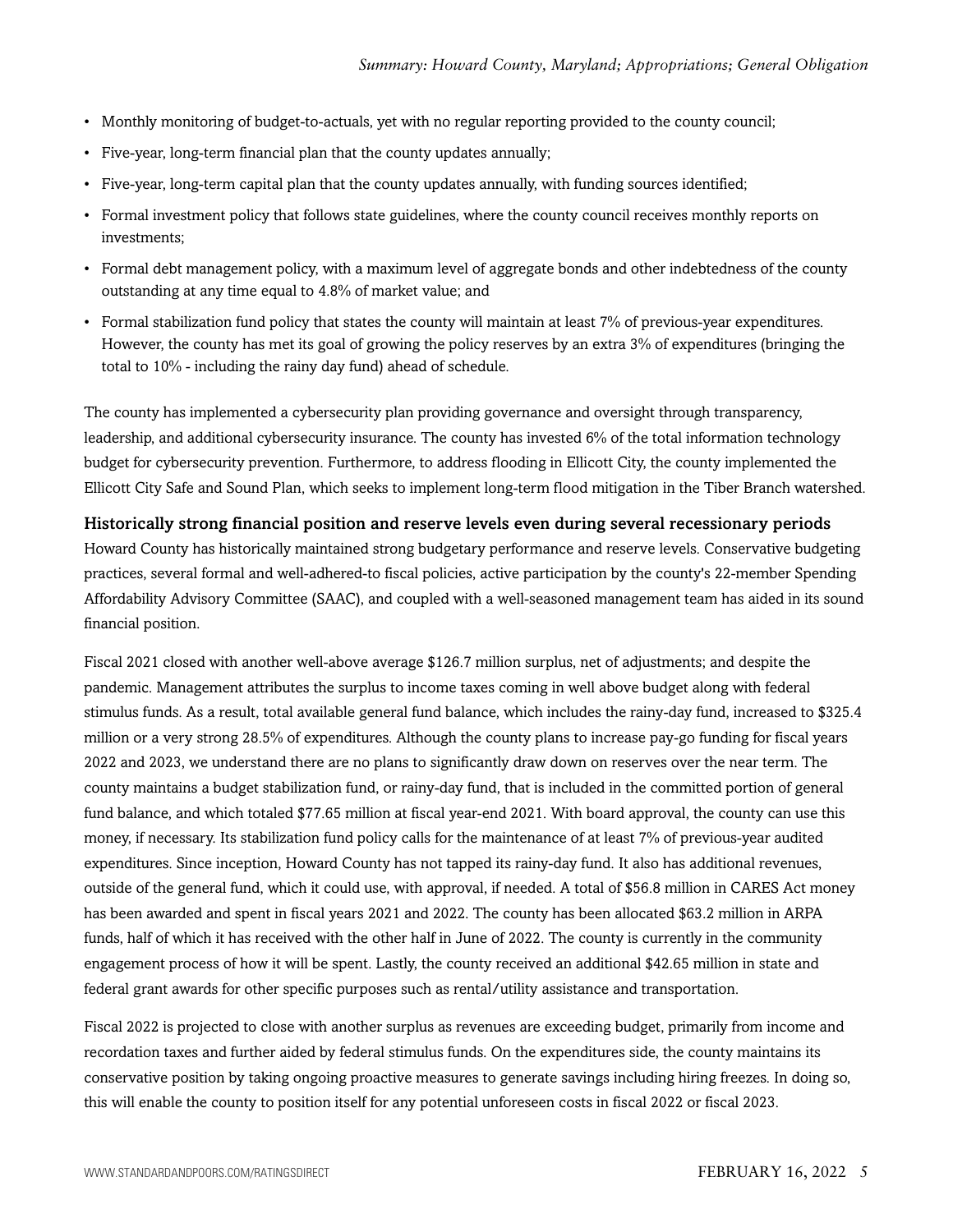- Monthly monitoring of budget-to-actuals, yet with no regular reporting provided to the county council;
- Five-year, long-term financial plan that the county updates annually;
- Five-year, long-term capital plan that the county updates annually, with funding sources identified;
- Formal investment policy that follows state guidelines, where the county council receives monthly reports on investments;
- Formal debt management policy, with a maximum level of aggregate bonds and other indebtedness of the county outstanding at any time equal to 4.8% of market value; and
- Formal stabilization fund policy that states the county will maintain at least 7% of previous-year expenditures. However, the county has met its goal of growing the policy reserves by an extra 3% of expenditures (bringing the total to 10% - including the rainy day fund) ahead of schedule.

The county has implemented a cybersecurity plan providing governance and oversight through transparency, leadership, and additional cybersecurity insurance. The county has invested 6% of the total information technology budget for cybersecurity prevention. Furthermore, to address flooding in Ellicott City, the county implemented the Ellicott City Safe and Sound Plan, which seeks to implement long-term flood mitigation in the Tiber Branch watershed.

### Historically strong financial position and reserve levels even during several recessionary periods

Howard County has historically maintained strong budgetary performance and reserve levels. Conservative budgeting practices, several formal and well-adhered-to fiscal policies, active participation by the county's 22-member Spending Affordability Advisory Committee (SAAC), and coupled with a well-seasoned management team has aided in its sound financial position.

Fiscal 2021 closed with another well-above average $126.7 million surplus, net of adjustments; and despite the pandemic. Management attributes the surplus to income taxes coming in well above budget along with federal stimulus funds. As a result, total available general fund balance, which includes the rainy-day fund, increased to $325.4 million or a very strong 28.5% of expenditures. Although the county plans to increase pay-go funding for fiscal years 2022 and 2023, we understand there are no plans to significantly draw down on reserves over the near term. The county maintains a budget stabilization fund, or rainy-day fund, that is included in the committed portion of general fund balance, and which totaled $77.65 million at fiscal year-end 2021. With board approval, the county can use this money, if necessary. Its stabilization fund policy calls for the maintenance of at least 7% of previous-year audited expenditures. Since inception, Howard County has not tapped its rainy-day fund. It also has additional revenues, outside of the general fund, which it could use, with approval, if needed. A total of $56.8 million in CARES Act money has been awarded and spent in fiscal years 2021 and 2022. The county has been allocated $63.2 million in ARPA funds, half of which it has received with the other half in June of 2022. The county is currently in the community engagement process of how it will be spent. Lastly, the county received an additional $42.65 million in state and federal grant awards for other specific purposes such as rental/utility assistance and transportation.

Fiscal 2022 is projected to close with another surplus as revenues are exceeding budget, primarily from income and recordation taxes and further aided by federal stimulus funds. On the expenditures side, the county maintains its conservative position by taking ongoing proactive measures to generate savings including hiring freezes. In doing so, this will enable the county to position itself for any potential unforeseen costs in fiscal 2022 or fiscal 2023.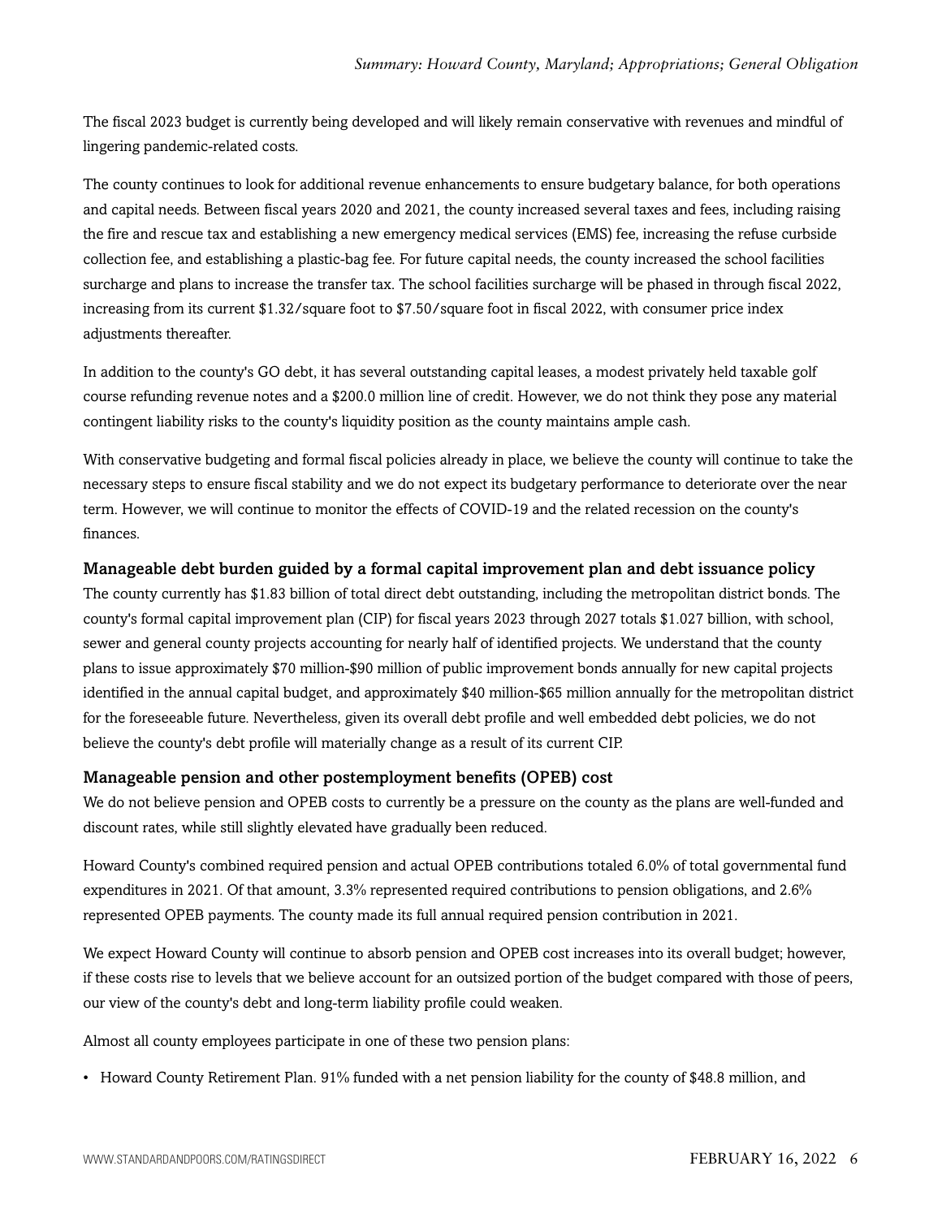The fiscal 2023 budget is currently being developed and will likely remain conservative with revenues and mindful of lingering pandemic-related costs.

The county continues to look for additional revenue enhancements to ensure budgetary balance, for both operations and capital needs. Between fiscal years 2020 and 2021, the county increased several taxes and fees, including raising the fire and rescue tax and establishing a new emergency medical services (EMS) fee, increasing the refuse curbside collection fee, and establishing a plastic-bag fee. For future capital needs, the county increased the school facilities surcharge and plans to increase the transfer tax. The school facilities surcharge will be phased in through fiscal 2022, increasing from its current $1.32/square foot to $7.50/square foot in fiscal 2022, with consumer price index adjustments thereafter.

In addition to the county's GO debt, it has several outstanding capital leases, a modest privately held taxable golf course refunding revenue notes and a $200.0 million line of credit. However, we do not think they pose any material contingent liability risks to the county's liquidity position as the county maintains ample cash.

With conservative budgeting and formal fiscal policies already in place, we believe the county will continue to take the necessary steps to ensure fiscal stability and we do not expect its budgetary performance to deteriorate over the near term. However, we will continue to monitor the effects of COVID-19 and the related recession on the county's finances.

### Manageable debt burden guided by a formal capital improvement plan and debt issuance policy

The county currently has $1.83 billion of total direct debt outstanding, including the metropolitan district bonds. The county's formal capital improvement plan (CIP) for fiscal years 2023 through 2027 totals $1.027 billion, with school, sewer and general county projects accounting for nearly half of identified projects. We understand that the county plans to issue approximately $70 million-$90 million of public improvement bonds annually for new capital projects identified in the annual capital budget, and approximately $40 million-$65 million annually for the metropolitan district for the foreseeable future. Nevertheless, given its overall debt profile and well embedded debt policies, we do not believe the county's debt profile will materially change as a result of its current CIP.

### Manageable pension and other postemployment benefits (OPEB) cost

We do not believe pension and OPEB costs to currently be a pressure on the county as the plans are well-funded and discount rates, while still slightly elevated have gradually been reduced.

Howard County's combined required pension and actual OPEB contributions totaled 6.0% of total governmental fund expenditures in 2021. Of that amount, 3.3% represented required contributions to pension obligations, and 2.6% represented OPEB payments. The county made its full annual required pension contribution in 2021.

We expect Howard County will continue to absorb pension and OPEB cost increases into its overall budget; however, if these costs rise to levels that we believe account for an outsized portion of the budget compared with those of peers, our view of the county's debt and long-term liability profile could weaken.

Almost all county employees participate in one of these two pension plans:

- Howard County Retirement Plan. 91% funded with a net pension liability for the county of $48.8 million, and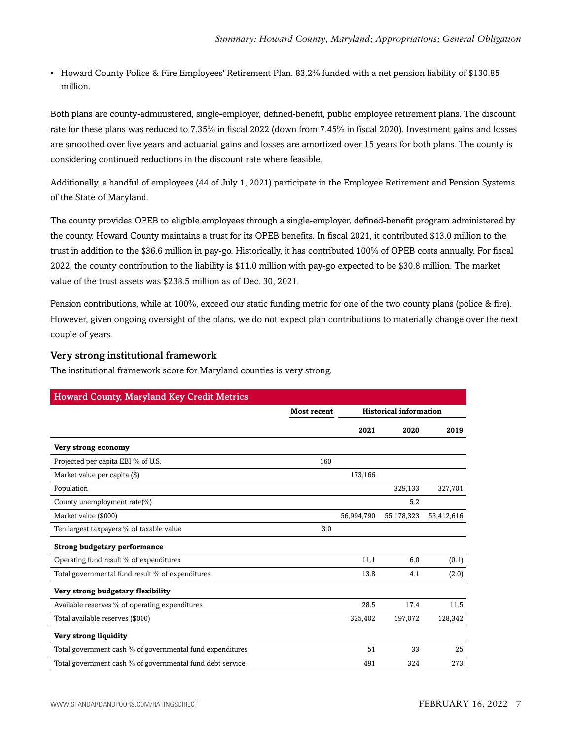- Howard County Police & Fire Employees' Retirement Plan. 83.2% funded with a net pension liability of $130.85 million.

Both plans are county-administered, single-employer, defined-benefit, public employee retirement plans. The discount rate for these plans was reduced to 7.35% in fiscal 2022 (down from 7.45% in fiscal 2020). Investment gains and losses are smoothed over five years and actuarial gains and losses are amortized over 15 years for both plans. The county is considering continued reductions in the discount rate where feasible.

Additionally, a handful of employees (44 of July 1, 2021) participate in the Employee Retirement and Pension Systems of the State of Maryland.

The county provides OPEB to eligible employees through a single-employer, defined-benefit program administered by the county. Howard County maintains a trust for its OPEB benefits. In fiscal 2021, it contributed $13.0 million to the trust in addition to the $36.6 million in pay-go. Historically, it has contributed 100% of OPEB costs annually. For fiscal 2022, the county contribution to the liability is $11.0 million with pay-go expected to be $30.8 million. The market value of the trust assets was $238.5 million as of Dec. 30, 2021.

Pension contributions, while at 100%, exceed our static funding metric for one of the two county plans (police & fire). However, given ongoing oversight of the plans, we do not expect plan contributions to materially change over the next couple of years.

### Very strong institutional framework

The institutional framework score for Maryland counties is very strong.

| Howard County, Maryland Key Credit Metrics | | | | |
|---|---|---|---|---|
| | **Most recent** | **Historical information** | | |
| | | **2021** | **2020** | **2019** |
| **Very strong economy** | | | | |
| Projected per capita EBI % of U.S. | 160 | | | |
| Market value per capita ($) | | 173,166 | | |
| Population | | | 329,133 | 327,701 |
| County unemployment rate(%) | | | 5.2 | |
| Market value ($000) | | 56,994,790 | 55,178,323 | 53,412,616 |
| Ten largest taxpayers % of taxable value | 3.0 | | | |
| **Strong budgetary performance** | | | | |
| Operating fund result % of expenditures | | 11.1 | 6.0 | (0.1) |
| Total governmental fund result % of expenditures | | 13.8 | 4.1 | (2.0) |
| **Very strong budgetary flexibility** | | | | |
| Available reserves % of operating expenditures | | 28.5 | 17.4 | 11.5 |
| Total available reserves ($000) | | 325,402 | 197,072 | 128,342 |
| **Very strong liquidity** | | | | |
| Total government cash % of governmental fund expenditures | | 51 | 33 | 25 |
| Total government cash % of governmental fund debt service | | 491 | 324 | 273 |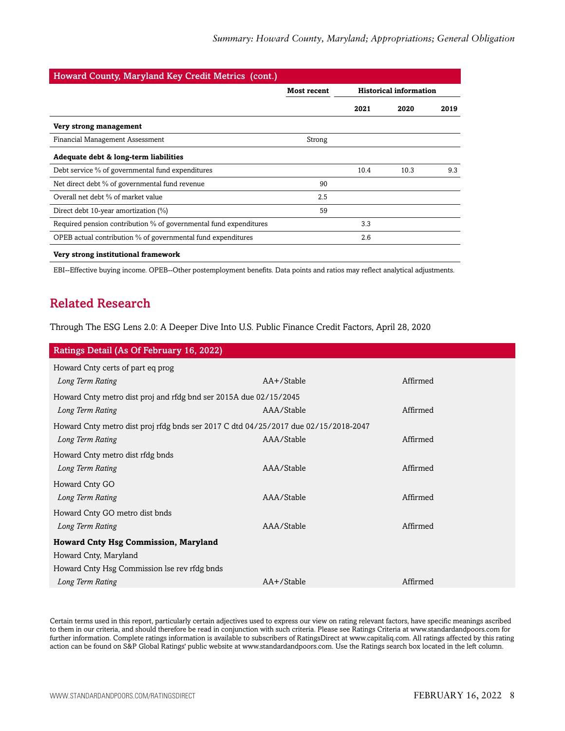| Howard County, Maryland Key Credit Metrics (cont.) | | | | |
|---|---|---|---|---|
| | Most recent | Historical information | | |
| | | 2021 | 2020 | 2019 |
| **Very strong management** | | | | |
| Financial Management Assessment | Strong | | | |
| **Adequate debt & long-term liabilities** | | | | |
| Debt service % of governmental fund expenditures | | 10.4 | 10.3 | 9.3 |
| Net direct debt % of governmental fund revenue | 90 | | | |
| Overall net debt % of market value | 2.5 | | | |
| Direct debt 10-year amortization (%) | 59 | | | |
| Required pension contribution % of governmental fund expenditures | | 3.3 | | |
| OPEB actual contribution % of governmental fund expenditures | | 2.6 | | |
| **Very strong institutional framework** | | | | |

EBI--Effective buying income. OPEB--Other postemployment benefits. Data points and ratios may reflect analytical adjustments.

## Related Research

Through The ESG Lens 2.0: A Deeper Dive Into U.S. Public Finance Credit Factors, April 28, 2020

| Ratings Detail (As Of February 16, 2022) | | |
|---|---|---|
| Howard Cnty certs of part eq prog | | |
| *Long Term Rating* | AA+/Stable | Affirmed |
| Howard Cnty metro dist proj and rfdg bnd ser 2015A due 02/15/2045 | | |
| *Long Term Rating* | AAA/Stable | Affirmed |
| Howard Cnty metro dist proj rfdg bnds ser 2017 C dtd 04/25/2017 due 02/15/2018-2047 | | |
| *Long Term Rating* | AAA/Stable | Affirmed |
| Howard Cnty metro dist rfdg bnds | | |
| *Long Term Rating* | AAA/Stable | Affirmed |
| Howard Cnty GO | | |
| *Long Term Rating* | AAA/Stable | Affirmed |
| Howard Cnty GO metro dist bnds | | |
| *Long Term Rating* | AAA/Stable | Affirmed |
| **Howard Cnty Hsg Commission, Maryland** | | |
| Howard Cnty, Maryland | | |
| Howard Cnty Hsg Commission lse rev rfdg bnds | | |
| *Long Term Rating* | AA+/Stable | Affirmed |

Certain terms used in this report, particularly certain adjectives used to express our view on rating relevant factors, have specific meanings ascribed to them in our criteria, and should therefore be read in conjunction with such criteria. Please see Ratings Criteria at www.standardandpoors.com for further information. Complete ratings information is available to subscribers of RatingsDirect at www.capitaliq.com. All ratings affected by this rating action can be found on S&P Global Ratings' public website at www.standardandpoors.com. Use the Ratings search box located in the left column.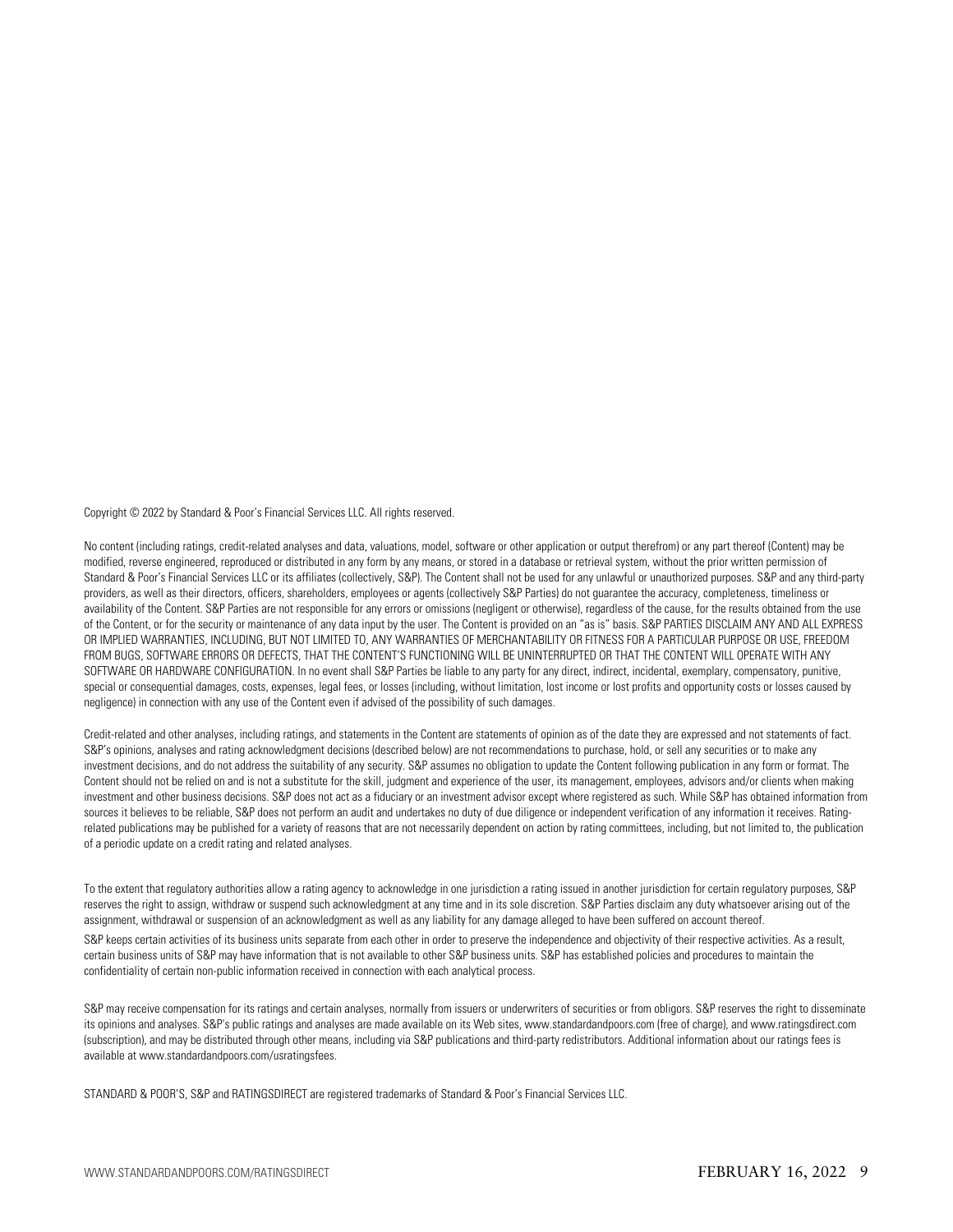Copyright © 2022 by Standard & Poor's Financial Services LLC. All rights reserved.

No content (including ratings, credit-related analyses and data, valuations, model, software or other application or output therefrom) or any part thereof (Content) may be modified, reverse engineered, reproduced or distributed in any form by any means, or stored in a database or retrieval system, without the prior written permission of Standard & Poor's Financial Services LLC or its affiliates (collectively, S&P). The Content shall not be used for any unlawful or unauthorized purposes. S&P and any third-party providers, as well as their directors, officers, shareholders, employees or agents (collectively S&P Parties) do not guarantee the accuracy, completeness, timeliness or availability of the Content. S&P Parties are not responsible for any errors or omissions (negligent or otherwise), regardless of the cause, for the results obtained from the use of the Content, or for the security or maintenance of any data input by the user. The Content is provided on an "as is" basis. S&P PARTIES DISCLAIM ANY AND ALL EXPRESS OR IMPLIED WARRANTIES, INCLUDING, BUT NOT LIMITED TO, ANY WARRANTIES OF MERCHANTABILITY OR FITNESS FOR A PARTICULAR PURPOSE OR USE, FREEDOM FROM BUGS, SOFTWARE ERRORS OR DEFECTS, THAT THE CONTENT'S FUNCTIONING WILL BE UNINTERRUPTED OR THAT THE CONTENT WILL OPERATE WITH ANY SOFTWARE OR HARDWARE CONFIGURATION. In no event shall S&P Parties be liable to any party for any direct, indirect, incidental, exemplary, compensatory, punitive, special or consequential damages, costs, expenses, legal fees, or losses (including, without limitation, lost income or lost profits and opportunity costs or losses caused by negligence) in connection with any use of the Content even if advised of the possibility of such damages.

Credit-related and other analyses, including ratings, and statements in the Content are statements of opinion as of the date they are expressed and not statements of fact. S&P's opinions, analyses and rating acknowledgment decisions (described below) are not recommendations to purchase, hold, or sell any securities or to make any investment decisions, and do not address the suitability of any security. S&P assumes no obligation to update the Content following publication in any form or format. The Content should not be relied on and is not a substitute for the skill, judgment and experience of the user, its management, employees, advisors and/or clients when making investment and other business decisions. S&P does not act as a fiduciary or an investment advisor except where registered as such. While S&P has obtained information from sources it believes to be reliable, S&P does not perform an audit and undertakes no duty of due diligence or independent verification of any information it receives. Rating-related publications may be published for a variety of reasons that are not necessarily dependent on action by rating committees, including, but not limited to, the publication of a periodic update on a credit rating and related analyses.

To the extent that regulatory authorities allow a rating agency to acknowledge in one jurisdiction a rating issued in another jurisdiction for certain regulatory purposes, S&P reserves the right to assign, withdraw or suspend such acknowledgment at any time and in its sole discretion. S&P Parties disclaim any duty whatsoever arising out of the assignment, withdrawal or suspension of an acknowledgment as well as any liability for any damage alleged to have been suffered on account thereof.

S&P keeps certain activities of its business units separate from each other in order to preserve the independence and objectivity of their respective activities. As a result, certain business units of S&P may have information that is not available to other S&P business units. S&P has established policies and procedures to maintain the confidentiality of certain non-public information received in connection with each analytical process.

S&P may receive compensation for its ratings and certain analyses, normally from issuers or underwriters of securities or from obligors. S&P reserves the right to disseminate its opinions and analyses. S&P's public ratings and analyses are made available on its Web sites, www.standardandpoors.com (free of charge), and www.ratingsdirect.com (subscription), and may be distributed through other means, including via S&P publications and third-party redistributors. Additional information about our ratings fees is available at www.standardandpoors.com/usratingsfees.

STANDARD & POOR'S, S&P and RATINGSDIRECT are registered trademarks of Standard & Poor's Financial Services LLC.